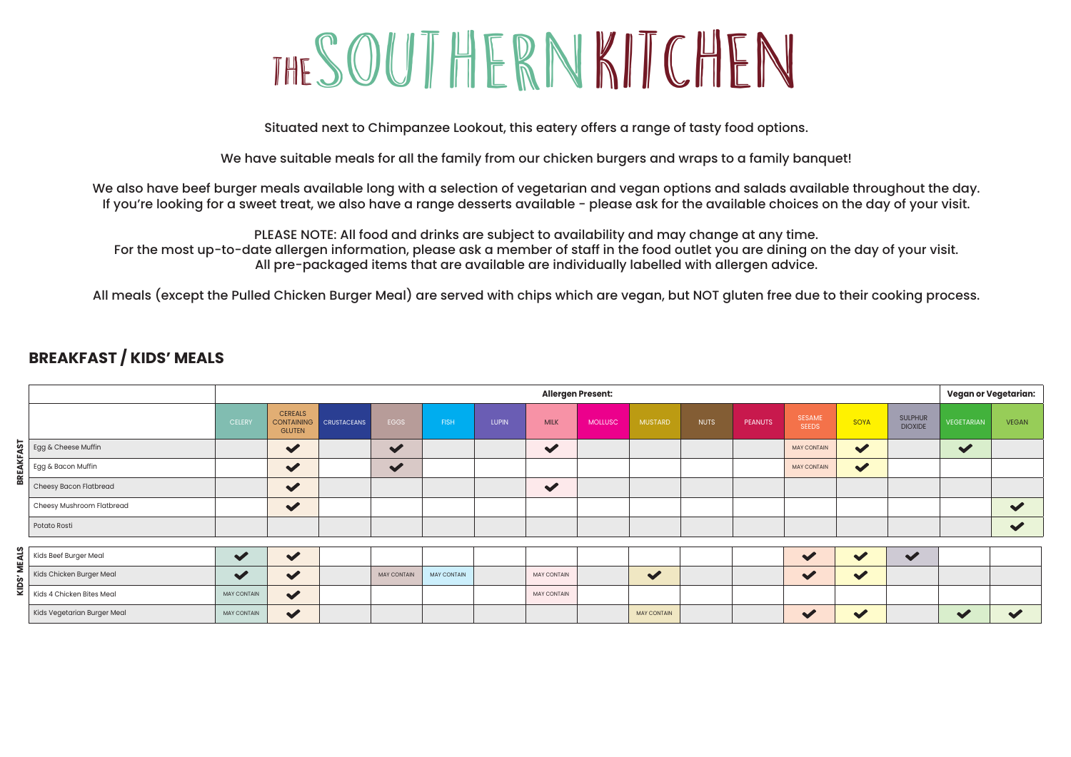# THE SOUTHERN KITCHEN

Situated next to Chimpanzee Lookout, this eatery offers a range of tasty food options.

We have suitable meals for all the family from our chicken burgers and wraps to a family banquet!

We also have beef burger meals available long with a selection of vegetarian and vegan options and salads available throughout the day.
If you're looking for a sweet treat, we also have a range desserts available - please ask for the available choices on the day of your visit.

PLEASE NOTE: All food and drinks are subject to availability and may change at any time.
For the most up-to-date allergen information, please ask a member of staff in the food outlet you are dining on the day of your visit.
All pre-packaged items that are available are individually labelled with allergen advice.

All meals (except the Pulled Chicken Burger Meal) are served with chips which are vegan, but NOT gluten free due to their cooking process.

## BREAKFAST / KIDS' MEALS

| | | Allergen Present: | | | | | | | | | | | | | | Vegan or Vegetarian: | |
|---|---|---|---|---|---|---|---|---|---|---|---|---|---|---|---|---|---|
| | | CELERY | CEREALS CONTAINING GLUTEN | CRUSTACEANS | EGGS | FISH | LUPIN | MILK | MOLLUSC | MUSTARD | NUTS | PEANUTS | SESAME SEEDS | SOYA | SULPHUR DIOXIDE | VEGETARIAN | VEGAN |
| BREAKFAST | Egg & Cheese Muffin | | ✔ | | ✔ | | | ✔ | | | | | MAY CONTAIN | ✔ | | ✔ | |
| BREAKFAST | Egg & Bacon Muffin | | ✔ | | ✔ | | | | | | | | MAY CONTAIN | ✔ | | | |
| BREAKFAST | Cheesy Bacon Flatbread | | ✔ | | | | | ✔ | | | | | | | | | |
| BREAKFAST | Cheesy Mushroom Flatbread | | ✔ | | | | | | | | | | | | | | ✔ |
| BREAKFAST | Potato Rosti | | | | | | | | | | | | | | | | ✔ |
| KIDS' MEALS | Kids Beef Burger Meal | ✔ | ✔ | | | | | | | | | | ✔ | ✔ | ✔ | | |
| KIDS' MEALS | Kids Chicken Burger Meal | ✔ | ✔ | | MAY CONTAIN | MAY CONTAIN | | MAY CONTAIN | | ✔ | | | ✔ | ✔ | | | |
| KIDS' MEALS | Kids 4 Chicken Bites Meal | MAY CONTAIN | ✔ | | | | | MAY CONTAIN | | | | | | | | | |
| KIDS' MEALS | Kids Vegetarian Burger Meal | MAY CONTAIN | ✔ | | | | | | | MAY CONTAIN | | | ✔ | ✔ | | ✔ | ✔ |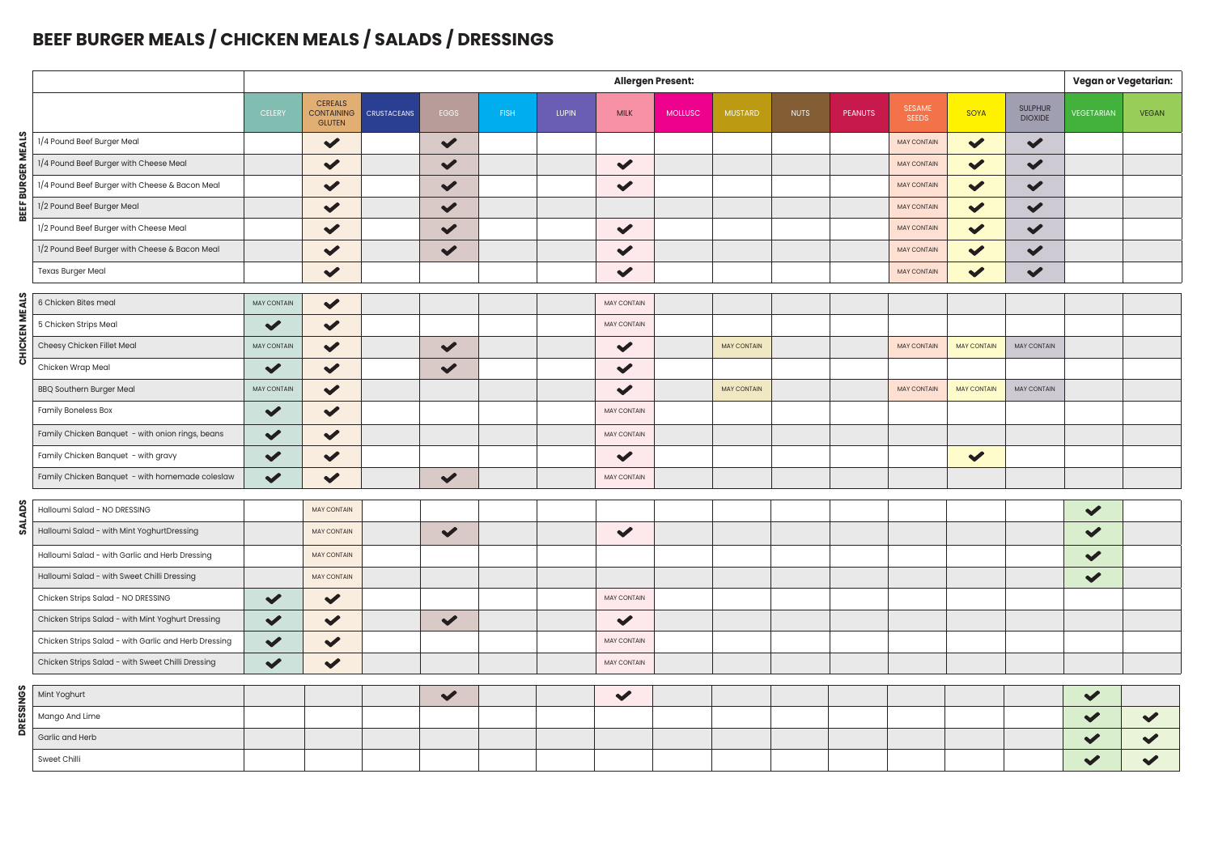# BEEF BURGER MEALS / CHICKEN MEALS / SALADS / DRESSINGS

| | | Allergen Present: | | | | | | | | | | | | | | Vegan or Vegetarian: | |
|---|---|---|---|---|---|---|---|---|---|---|---|---|---|---|---|---|---|
| | | CELERY | CEREALS CONTAINING GLUTEN | CRUSTACEANS | EGGS | FISH | LUPIN | MILK | MOLLUSC | MUSTARD | NUTS | PEANUTS | SESAME SEEDS | SOYA | SULPHUR DIOXIDE | VEGETARIAN | VEGAN |
| BEEF BURGER MEALS | 1/4 Pound Beef Burger Meal | | ✔ | | ✔ | | | | | | | | MAY CONTAIN | ✔ | ✔ | | |
| | 1/4 Pound Beef Burger with Cheese Meal | | ✔ | | ✔ | | | ✔ | | | | | MAY CONTAIN | ✔ | ✔ | | |
| | 1/4 Pound Beef Burger with Cheese & Bacon Meal | | ✔ | | ✔ | | | ✔ | | | | | MAY CONTAIN | ✔ | ✔ | | |
| | 1/2 Pound Beef Burger Meal | | ✔ | | ✔ | | | | | | | | MAY CONTAIN | ✔ | ✔ | | |
| | 1/2 Pound Beef Burger with Cheese Meal | | ✔ | | ✔ | | | ✔ | | | | | MAY CONTAIN | ✔ | ✔ | | |
| | 1/2 Pound Beef Burger with Cheese & Bacon Meal | | ✔ | | ✔ | | | ✔ | | | | | MAY CONTAIN | ✔ | ✔ | | |
| | Texas Burger Meal | | ✔ | | | | | ✔ | | | | | MAY CONTAIN | ✔ | ✔ | | |
| CHICKEN MEALS | 6 Chicken Bites meal | MAY CONTAIN | ✔ | | | | | MAY CONTAIN | | | | | | | | | |
| | 5 Chicken Strips Meal | ✔ | ✔ | | | | | MAY CONTAIN | | | | | | | | | |
| | Cheesy Chicken Fillet Meal | MAY CONTAIN | ✔ | | ✔ | | | ✔ | | MAY CONTAIN | | | MAY CONTAIN | MAY CONTAIN | MAY CONTAIN | | |
| | Chicken Wrap Meal | ✔ | ✔ | | ✔ | | | ✔ | | | | | | | | | |
| | BBQ Southern Burger Meal | MAY CONTAIN | ✔ | | | | | ✔ | | MAY CONTAIN | | | MAY CONTAIN | MAY CONTAIN | MAY CONTAIN | | |
| | Family Boneless Box | ✔ | ✔ | | | | | MAY CONTAIN | | | | | | | | | |
| | Family Chicken Banquet - with onion rings, beans | ✔ | ✔ | | | | | MAY CONTAIN | | | | | | | | | |
| | Family Chicken Banquet - with gravy | ✔ | ✔ | | | | | ✔ | | | | | | ✔ | | | |
| | Family Chicken Banquet - with homemade coleslaw | ✔ | ✔ | | ✔ | | | MAY CONTAIN | | | | | | | | | |
| SALADS | Halloumi Salad - NO DRESSING | | MAY CONTAIN | | | | | | | | | | | | | ✔ | |
| | Halloumi Salad - with Mint YoghurtDressing | | MAY CONTAIN | | ✔ | | | ✔ | | | | | | | | ✔ | |
| | Halloumi Salad - with Garlic and Herb Dressing | | MAY CONTAIN | | | | | | | | | | | | | ✔ | |
| | Halloumi Salad - with Sweet Chilli Dressing | | MAY CONTAIN | | | | | | | | | | | | | ✔ | |
| | Chicken Strips Salad - NO DRESSING | ✔ | ✔ | | | | | MAY CONTAIN | | | | | | | | | |
| | Chicken Strips Salad - with Mint Yoghurt Dressing | ✔ | ✔ | | ✔ | | | ✔ | | | | | | | | | |
| | Chicken Strips Salad - with Garlic and Herb Dressing | ✔ | ✔ | | | | | MAY CONTAIN | | | | | | | | | |
| | Chicken Strips Salad - with Sweet Chilli Dressing | ✔ | ✔ | | | | | MAY CONTAIN | | | | | | | | | |
| DRESSINGS | Mint Yoghurt | | | | ✔ | | | ✔ | | | | | | | | ✔ | |
| | Mango And Lime | | | | | | | | | | | | | | | ✔ | ✔ |
| | Garlic and Herb | | | | | | | | | | | | | | | ✔ | ✔ |
| | Sweet Chilli | | | | | | | | | | | | | | | ✔ | ✔ |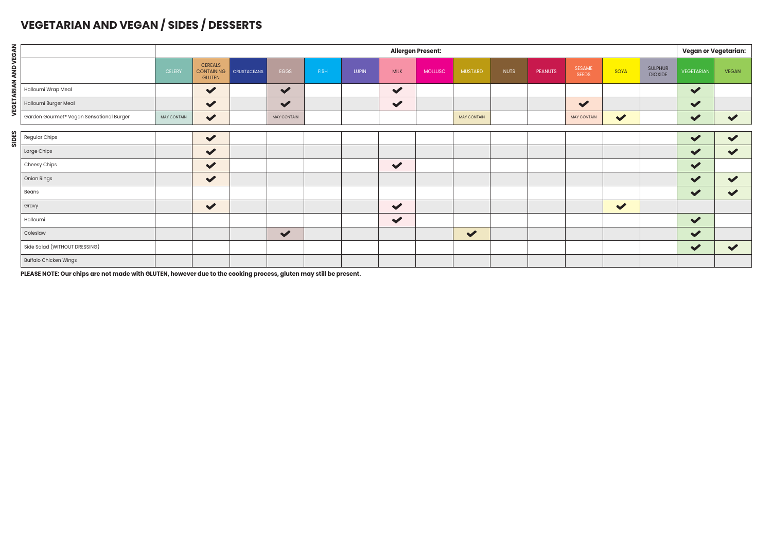# VEGETARIAN AND VEGAN / SIDES / DESSERTS

| | Allergen Present: | | | | | | | | | | | | | | Vegan or Vegetarian: | |
|---|---|---|---|---|---|---|---|---|---|---|---|---|---|---|---|---|
| | CELERY | CEREALS CONTAINING GLUTEN | CRUSTACEANS | EGGS | FISH | LUPIN | MILK | MOLLUSC | MUSTARD | NUTS | PEANUTS | SESAME SEEDS | SOYA | SULPHUR DIOXIDE | VEGETARIAN | VEGAN |
| **VEGETARIAN AND VEGAN** | | | | | | | | | | | | | | | | |
| Halloumi Wrap Meal | | ✔ | | ✔ | | | ✔ | | | | | | | | ✔ | |
| Halloumi Burger Meal | | ✔ | | ✔ | | | ✔ | | | | | ✔ | | | ✔ | |
| Garden Gourmet® Vegan Sensational Burger | MAY CONTAIN | ✔ | | MAY CONTAIN | | | | | MAY CONTAIN | | | MAY CONTAIN | ✔ | | ✔ | ✔ |
| **SIDES** | | | | | | | | | | | | | | | | |
| Regular Chips | | ✔ | | | | | | | | | | | | | ✔ | ✔ |
| Large Chips | | ✔ | | | | | | | | | | | | | ✔ | ✔ |
| Cheesy Chips | | ✔ | | | | | ✔ | | | | | | | | ✔ | |
| Onion Rings | | ✔ | | | | | | | | | | | | | ✔ | ✔ |
| Beans | | | | | | | | | | | | | | | ✔ | ✔ |
| Gravy | | ✔ | | | | | ✔ | | | | | | ✔ | | | |
| Halloumi | | | | | | | ✔ | | | | | | | | ✔ | |
| Coleslaw | | | | ✔ | | | | | ✔ | | | | | | ✔ | |
| Side Salad (WITHOUT DRESSING) | | | | | | | | | | | | | | | ✔ | ✔ |
| Buffalo Chicken Wings | | | | | | | | | | | | | | | | |

**PLEASE NOTE: Our chips are not made with GLUTEN, however due to the cooking process, gluten may still be present.**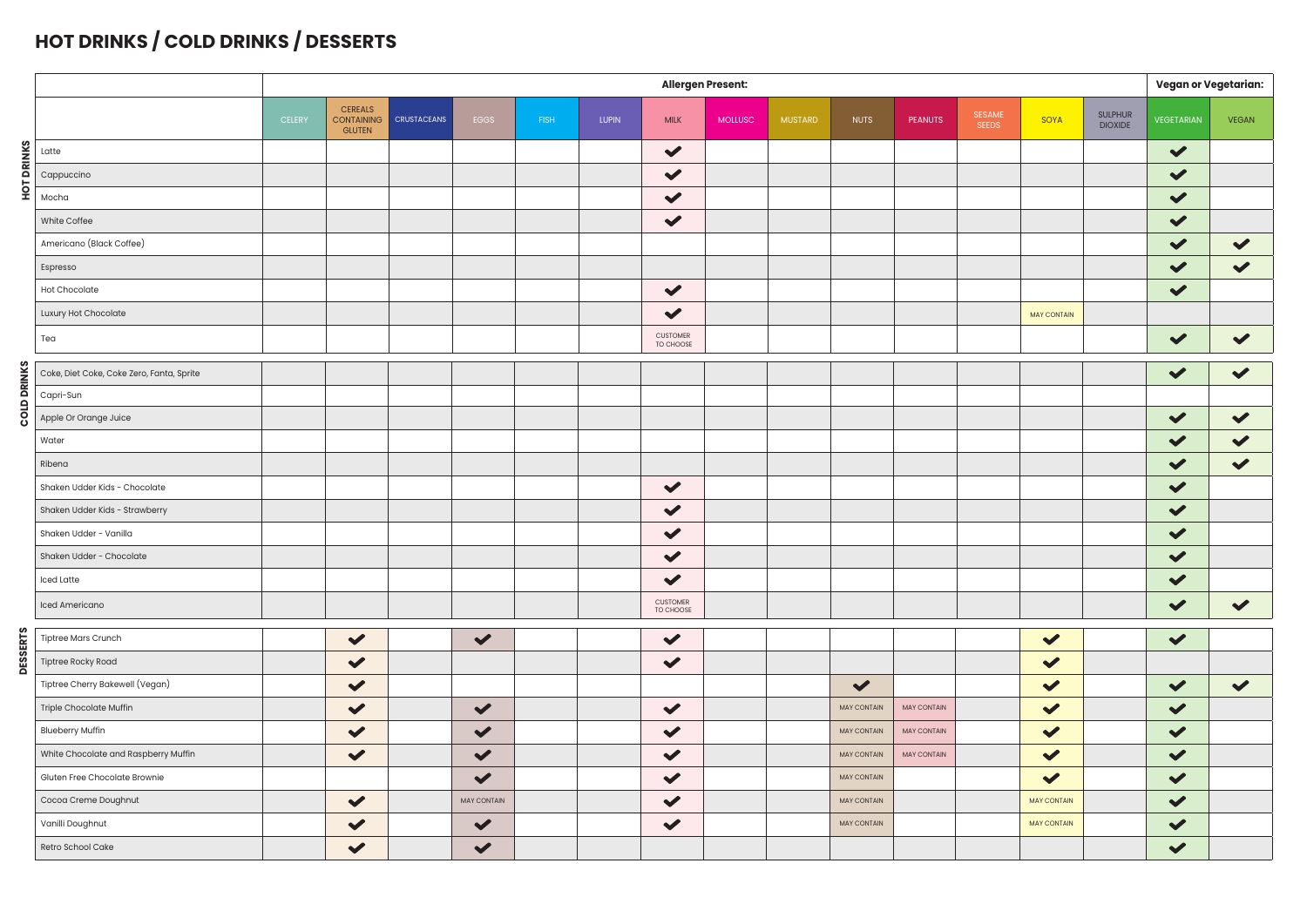## HOT DRINKS / COLD DRINKS / DESSERTS

| | | Allergen Present: | | | | | | | | | | | | | | Vegan or Vegetarian: | |
|---|---|---|---|---|---|---|---|---|---|---|---|---|---|---|---|---|---|
| | | CELERY | CEREALS CONTAINING GLUTEN | CRUSTACEANS | EGGS | FISH | LUPIN | MILK | MOLLUSC | MUSTARD | NUTS | PEANUTS | SESAME SEEDS | SOYA | SULPHUR DIOXIDE | VEGETARIAN | VEGAN |
| HOT DRINKS | Latte | | | | | | | ✔ | | | | | | | | ✔ | |
| | Cappuccino | | | | | | | ✔ | | | | | | | | ✔ | |
| | Mocha | | | | | | | ✔ | | | | | | | | ✔ | |
| | White Coffee | | | | | | | ✔ | | | | | | | | ✔ | |
| | Americano (Black Coffee) | | | | | | | | | | | | | | | ✔ | ✔ |
| | Espresso | | | | | | | | | | | | | | | ✔ | ✔ |
| | Hot Chocolate | | | | | | | ✔ | | | | | | | | ✔ | |
| | Luxury Hot Chocolate | | | | | | | ✔ | | | | | | MAY CONTAIN | | | |
| | Tea | | | | | | | CUSTOMER TO CHOOSE | | | | | | | | ✔ | ✔ |
| COLD DRINKS | Coke, Diet Coke, Coke Zero, Fanta, Sprite | | | | | | | | | | | | | | | ✔ | ✔ |
| | Capri-Sun | | | | | | | | | | | | | | | | |
| | Apple Or Orange Juice | | | | | | | | | | | | | | | ✔ | ✔ |
| | Water | | | | | | | | | | | | | | | ✔ | ✔ |
| | Ribena | | | | | | | | | | | | | | | ✔ | ✔ |
| | Shaken Udder Kids - Chocolate | | | | | | | ✔ | | | | | | | | ✔ | |
| | Shaken Udder Kids - Strawberry | | | | | | | ✔ | | | | | | | | ✔ | |
| | Shaken Udder - Vanilla | | | | | | | ✔ | | | | | | | | ✔ | |
| | Shaken Udder - Chocolate | | | | | | | ✔ | | | | | | | | ✔ | |
| | Iced Latte | | | | | | | ✔ | | | | | | | | ✔ | |
| | Iced Americano | | | | | | | CUSTOMER TO CHOOSE | | | | | | | | ✔ | ✔ |
| DESSERTS | Tiptree Mars Crunch | | ✔ | | ✔ | | | ✔ | | | | | | ✔ | | ✔ | |
| | Tiptree Rocky Road | | ✔ | | | | | ✔ | | | | | | ✔ | | | |
| | Tiptree Cherry Bakewell (Vegan) | | ✔ | | | | | | | | ✔ | | | ✔ | | ✔ | ✔ |
| | Triple Chocolate Muffin | | ✔ | | ✔ | | | ✔ | | | MAY CONTAIN | MAY CONTAIN | | ✔ | | ✔ | |
| | Blueberry Muffin | | ✔ | | ✔ | | | ✔ | | | MAY CONTAIN | MAY CONTAIN | | ✔ | | ✔ | |
| | White Chocolate and Raspberry Muffin | | ✔ | | ✔ | | | ✔ | | | MAY CONTAIN | MAY CONTAIN | | ✔ | | ✔ | |
| | Gluten Free Chocolate Brownie | | | | ✔ | | | ✔ | | | MAY CONTAIN | | | ✔ | | ✔ | |
| | Cocoa Creme Doughnut | | ✔ | | MAY CONTAIN | | | ✔ | | | MAY CONTAIN | | | MAY CONTAIN | | ✔ | |
| | Vanilli Doughnut | | ✔ | | ✔ | | | ✔ | | | MAY CONTAIN | | | MAY CONTAIN | | ✔ | |
| | Retro School Cake | | ✔ | | ✔ | | | | | | | | | | | ✔ | |